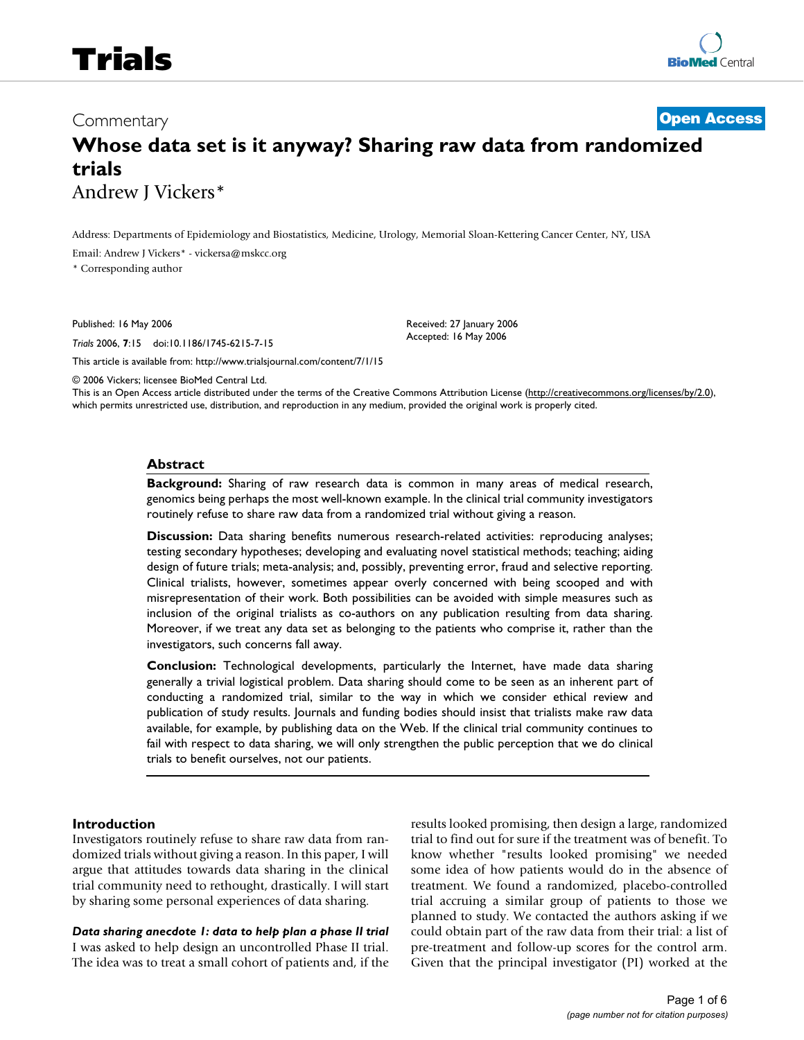Commentary

**Open Access**

# Whose data set is it anyway? Sharing raw data from randomized trials

Andrew J Vickers*

Address: Departments of Epidemiology and Biostatistics, Medicine, Urology, Memorial Sloan-Kettering Cancer Center, NY, USA

Email: Andrew J Vickers* - vickersa@mskcc.org

\* Corresponding author

Published: 16 May 2006

*Trials* 2006, **7**:15 doi:10.1186/1745-6215-7-15

Received: 27 January 2006

Accepted: 16 May 2006

This article is available from: http://www.trialsjournal.com/content/7/1/15

© 2006 Vickers; licensee BioMed Central Ltd.

This is an Open Access article distributed under the terms of the Creative Commons Attribution License (http://creativecommons.org/licenses/by/2.0), which permits unrestricted use, distribution, and reproduction in any medium, provided the original work is properly cited.

## Abstract

**Background:** Sharing of raw research data is common in many areas of medical research, genomics being perhaps the most well-known example. In the clinical trial community investigators routinely refuse to share raw data from a randomized trial without giving a reason.

**Discussion:** Data sharing benefits numerous research-related activities: reproducing analyses; testing secondary hypotheses; developing and evaluating novel statistical methods; teaching; aiding design of future trials; meta-analysis; and, possibly, preventing error, fraud and selective reporting. Clinical trialists, however, sometimes appear overly concerned with being scooped and with misrepresentation of their work. Both possibilities can be avoided with simple measures such as inclusion of the original trialists as co-authors on any publication resulting from data sharing. Moreover, if we treat any data set as belonging to the patients who comprise it, rather than the investigators, such concerns fall away.

**Conclusion:** Technological developments, particularly the Internet, have made data sharing generally a trivial logistical problem. Data sharing should come to be seen as an inherent part of conducting a randomized trial, similar to the way in which we consider ethical review and publication of study results. Journals and funding bodies should insist that trialists make raw data available, for example, by publishing data on the Web. If the clinical trial community continues to fail with respect to data sharing, we will only strengthen the public perception that we do clinical trials to benefit ourselves, not our patients.

## Introduction

Investigators routinely refuse to share raw data from randomized trials without giving a reason. In this paper, I will argue that attitudes towards data sharing in the clinical trial community need to rethought, drastically. I will start by sharing some personal experiences of data sharing.

### *Data sharing anecdote 1: data to help plan a phase II trial*

I was asked to help design an uncontrolled Phase II trial. The idea was to treat a small cohort of patients and, if the results looked promising, then design a large, randomized trial to find out for sure if the treatment was of benefit. To know whether "results looked promising" we needed some idea of how patients would do in the absence of treatment. We found a randomized, placebo-controlled trial accruing a similar group of patients to those we planned to study. We contacted the authors asking if we could obtain part of the raw data from their trial: a list of pre-treatment and follow-up scores for the control arm. Given that the principal investigator (PI) worked at the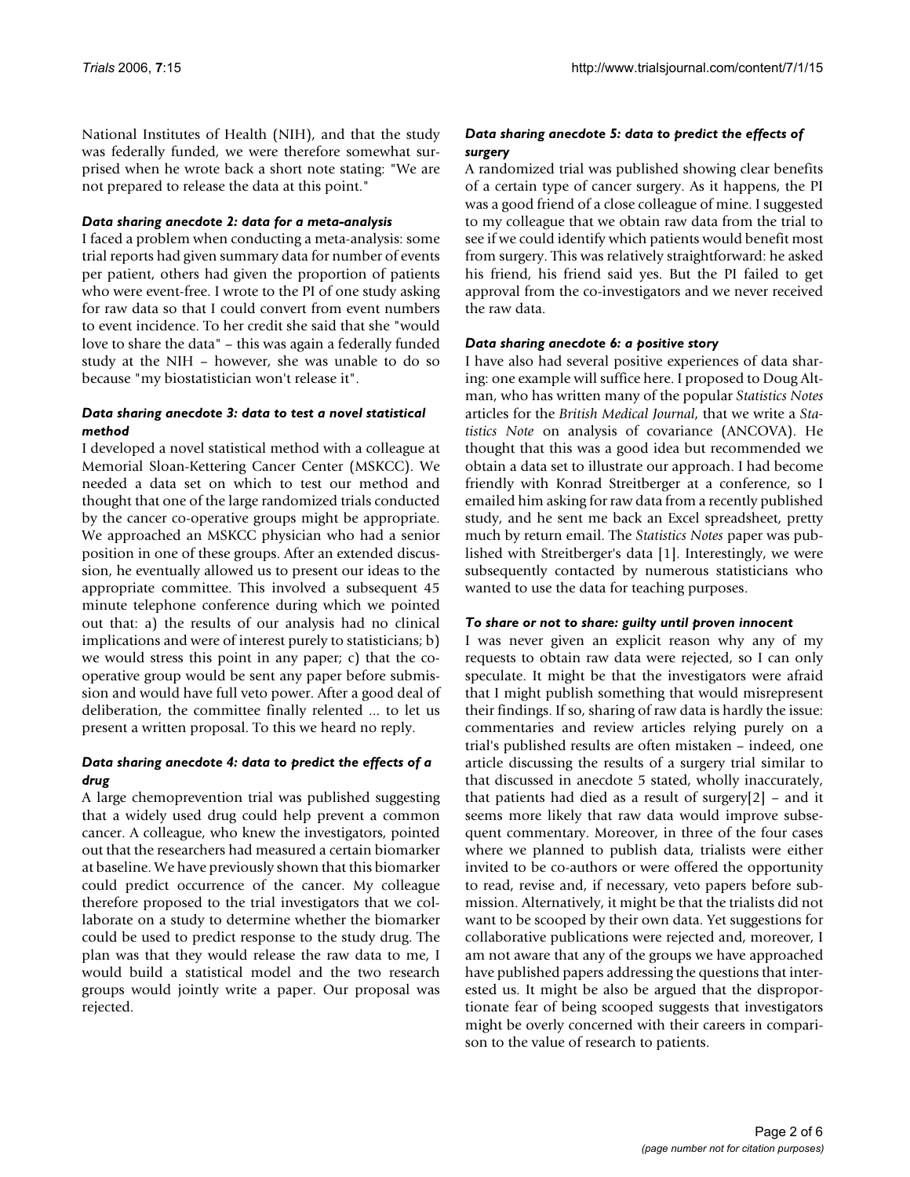National Institutes of Health (NIH), and that the study was federally funded, we were therefore somewhat surprised when he wrote back a short note stating: "We are not prepared to release the data at this point."

### *Data sharing anecdote 2: data for a meta-analysis*

I faced a problem when conducting a meta-analysis: some trial reports had given summary data for number of events per patient, others had given the proportion of patients who were event-free. I wrote to the PI of one study asking for raw data so that I could convert from event numbers to event incidence. To her credit she said that she "would love to share the data" – this was again a federally funded study at the NIH – however, she was unable to do so because "my biostatistician won't release it".

### *Data sharing anecdote 3: data to test a novel statistical method*

I developed a novel statistical method with a colleague at Memorial Sloan-Kettering Cancer Center (MSKCC). We needed a data set on which to test our method and thought that one of the large randomized trials conducted by the cancer co-operative groups might be appropriate. We approached an MSKCC physician who had a senior position in one of these groups. After an extended discussion, he eventually allowed us to present our ideas to the appropriate committee. This involved a subsequent 45 minute telephone conference during which we pointed out that: a) the results of our analysis had no clinical implications and were of interest purely to statisticians; b) we would stress this point in any paper; c) that the co-operative group would be sent any paper before submission and would have full veto power. After a good deal of deliberation, the committee finally relented ... to let us present a written proposal. To this we heard no reply.

### *Data sharing anecdote 4: data to predict the effects of a drug*

A large chemoprevention trial was published suggesting that a widely used drug could help prevent a common cancer. A colleague, who knew the investigators, pointed out that the researchers had measured a certain biomarker at baseline. We have previously shown that this biomarker could predict occurrence of the cancer. My colleague therefore proposed to the trial investigators that we collaborate on a study to determine whether the biomarker could be used to predict response to the study drug. The plan was that they would release the raw data to me, I would build a statistical model and the two research groups would jointly write a paper. Our proposal was rejected.

### *Data sharing anecdote 5: data to predict the effects of surgery*

A randomized trial was published showing clear benefits of a certain type of cancer surgery. As it happens, the PI was a good friend of a close colleague of mine. I suggested to my colleague that we obtain raw data from the trial to see if we could identify which patients would benefit most from surgery. This was relatively straightforward: he asked his friend, his friend said yes. But the PI failed to get approval from the co-investigators and we never received the raw data.

### *Data sharing anecdote 6: a positive story*

I have also had several positive experiences of data sharing: one example will suffice here. I proposed to Doug Altman, who has written many of the popular *Statistics Notes* articles for the *British Medical Journal*, that we write a *Statistics Note* on analysis of covariance (ANCOVA). He thought that this was a good idea but recommended we obtain a data set to illustrate our approach. I had become friendly with Konrad Streitberger at a conference, so I emailed him asking for raw data from a recently published study, and he sent me back an Excel spreadsheet, pretty much by return email. The *Statistics Notes* paper was published with Streitberger's data [1]. Interestingly, we were subsequently contacted by numerous statisticians who wanted to use the data for teaching purposes.

### *To share or not to share: guilty until proven innocent*

I was never given an explicit reason why any of my requests to obtain raw data were rejected, so I can only speculate. It might be that the investigators were afraid that I might publish something that would misrepresent their findings. If so, sharing of raw data is hardly the issue: commentaries and review articles relying purely on a trial's published results are often mistaken – indeed, one article discussing the results of a surgery trial similar to that discussed in anecdote 5 stated, wholly inaccurately, that patients had died as a result of surgery[2] – and it seems more likely that raw data would improve subsequent commentary. Moreover, in three of the four cases where we planned to publish data, trialists were either invited to be co-authors or were offered the opportunity to read, revise and, if necessary, veto papers before submission. Alternatively, it might be that the trialists did not want to be scooped by their own data. Yet suggestions for collaborative publications were rejected and, moreover, I am not aware that any of the groups we have approached have published papers addressing the questions that interested us. It might be also be argued that the disproportionate fear of being scooped suggests that investigators might be overly concerned with their careers in comparison to the value of research to patients.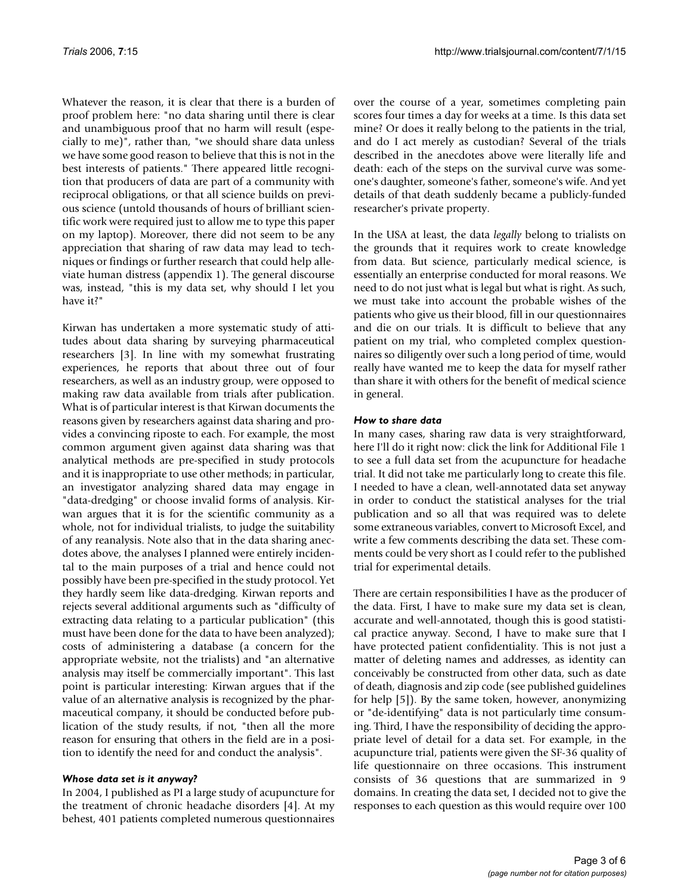Whatever the reason, it is clear that there is a burden of proof problem here: "no data sharing until there is clear and unambiguous proof that no harm will result (especially to me)", rather than, "we should share data unless we have some good reason to believe that this is not in the best interests of patients." There appeared little recognition that producers of data are part of a community with reciprocal obligations, or that all science builds on previous science (untold thousands of hours of brilliant scientific work were required just to allow me to type this paper on my laptop). Moreover, there did not seem to be any appreciation that sharing of raw data may lead to techniques or findings or further research that could help alleviate human distress (appendix 1). The general discourse was, instead, "this is my data set, why should I let you have it?"

Kirwan has undertaken a more systematic study of attitudes about data sharing by surveying pharmaceutical researchers [3]. In line with my somewhat frustrating experiences, he reports that about three out of four researchers, as well as an industry group, were opposed to making raw data available from trials after publication. What is of particular interest is that Kirwan documents the reasons given by researchers against data sharing and provides a convincing riposte to each. For example, the most common argument given against data sharing was that analytical methods are pre-specified in study protocols and it is inappropriate to use other methods; in particular, an investigator analyzing shared data may engage in "data-dredging" or choose invalid forms of analysis. Kirwan argues that it is for the scientific community as a whole, not for individual trialists, to judge the suitability of any reanalysis. Note also that in the data sharing anecdotes above, the analyses I planned were entirely incidental to the main purposes of a trial and hence could not possibly have been pre-specified in the study protocol. Yet they hardly seem like data-dredging. Kirwan reports and rejects several additional arguments such as "difficulty of extracting data relating to a particular publication" (this must have been done for the data to have been analyzed); costs of administering a database (a concern for the appropriate website, not the trialists) and "an alternative analysis may itself be commercially important". This last point is particular interesting: Kirwan argues that if the value of an alternative analysis is recognized by the pharmaceutical company, it should be conducted before publication of the study results, if not, "then all the more reason for ensuring that others in the field are in a position to identify the need for and conduct the analysis".

### *Whose data set is it anyway?*

In 2004, I published as PI a large study of acupuncture for the treatment of chronic headache disorders [4]. At my behest, 401 patients completed numerous questionnaires over the course of a year, sometimes completing pain scores four times a day for weeks at a time. Is this data set mine? Or does it really belong to the patients in the trial, and do I act merely as custodian? Several of the trials described in the anecdotes above were literally life and death: each of the steps on the survival curve was someone's daughter, someone's father, someone's wife. And yet details of that death suddenly became a publicly-funded researcher's private property.

In the USA at least, the data *legally* belong to trialists on the grounds that it requires work to create knowledge from data. But science, particularly medical science, is essentially an enterprise conducted for moral reasons. We need to do not just what is legal but what is right. As such, we must take into account the probable wishes of the patients who give us their blood, fill in our questionnaires and die on our trials. It is difficult to believe that any patient on my trial, who completed complex questionnaires so diligently over such a long period of time, would really have wanted me to keep the data for myself rather than share it with others for the benefit of medical science in general.

### *How to share data*

In many cases, sharing raw data is very straightforward, here I'll do it right now: click the link for Additional File 1 to see a full data set from the acupuncture for headache trial. It did not take me particularly long to create this file. I needed to have a clean, well-annotated data set anyway in order to conduct the statistical analyses for the trial publication and so all that was required was to delete some extraneous variables, convert to Microsoft Excel, and write a few comments describing the data set. These comments could be very short as I could refer to the published trial for experimental details.

There are certain responsibilities I have as the producer of the data. First, I have to make sure my data set is clean, accurate and well-annotated, though this is good statistical practice anyway. Second, I have to make sure that I have protected patient confidentiality. This is not just a matter of deleting names and addresses, as identity can conceivably be constructed from other data, such as date of death, diagnosis and zip code (see published guidelines for help [5]). By the same token, however, anonymizing or "de-identifying" data is not particularly time consuming. Third, I have the responsibility of deciding the appropriate level of detail for a data set. For example, in the acupuncture trial, patients were given the SF-36 quality of life questionnaire on three occasions. This instrument consists of 36 questions that are summarized in 9 domains. In creating the data set, I decided not to give the responses to each question as this would require over 100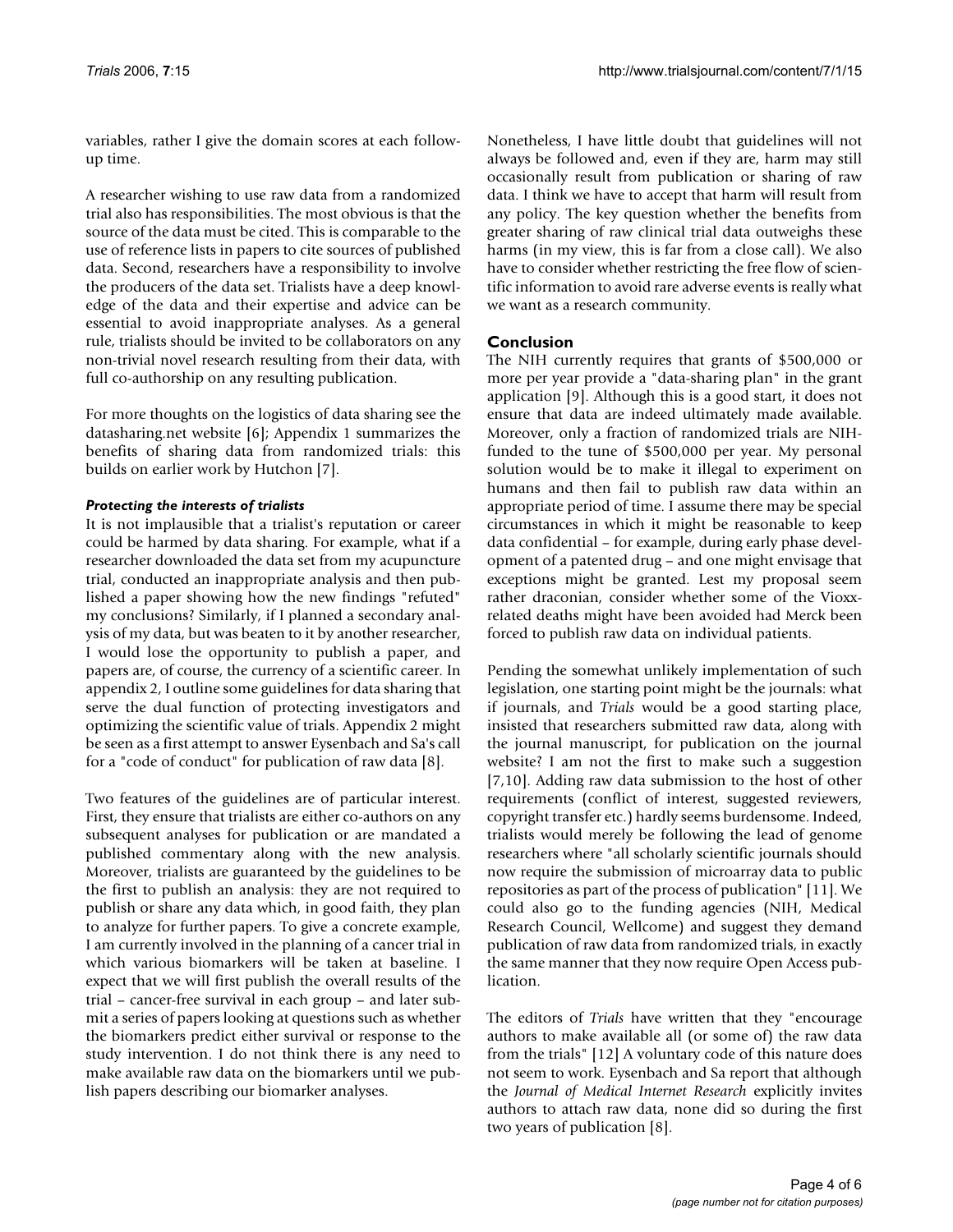variables, rather I give the domain scores at each follow-up time.

A researcher wishing to use raw data from a randomized trial also has responsibilities. The most obvious is that the source of the data must be cited. This is comparable to the use of reference lists in papers to cite sources of published data. Second, researchers have a responsibility to involve the producers of the data set. Trialists have a deep knowledge of the data and their expertise and advice can be essential to avoid inappropriate analyses. As a general rule, trialists should be invited to be collaborators on any non-trivial novel research resulting from their data, with full co-authorship on any resulting publication.

For more thoughts on the logistics of data sharing see the datasharing.net website [6]; Appendix 1 summarizes the benefits of sharing data from randomized trials: this builds on earlier work by Hutchon [7].

### *Protecting the interests of trialists*

It is not implausible that a trialist's reputation or career could be harmed by data sharing. For example, what if a researcher downloaded the data set from my acupuncture trial, conducted an inappropriate analysis and then published a paper showing how the new findings "refuted" my conclusions? Similarly, if I planned a secondary analysis of my data, but was beaten to it by another researcher, I would lose the opportunity to publish a paper, and papers are, of course, the currency of a scientific career. In appendix 2, I outline some guidelines for data sharing that serve the dual function of protecting investigators and optimizing the scientific value of trials. Appendix 2 might be seen as a first attempt to answer Eysenbach and Sa's call for a "code of conduct" for publication of raw data [8].

Two features of the guidelines are of particular interest. First, they ensure that trialists are either co-authors on any subsequent analyses for publication or are mandated a published commentary along with the new analysis. Moreover, trialists are guaranteed by the guidelines to be the first to publish an analysis: they are not required to publish or share any data which, in good faith, they plan to analyze for further papers. To give a concrete example, I am currently involved in the planning of a cancer trial in which various biomarkers will be taken at baseline. I expect that we will first publish the overall results of the trial – cancer-free survival in each group – and later submit a series of papers looking at questions such as whether the biomarkers predict either survival or response to the study intervention. I do not think there is any need to make available raw data on the biomarkers until we publish papers describing our biomarker analyses.

Nonetheless, I have little doubt that guidelines will not always be followed and, even if they are, harm may still occasionally result from publication or sharing of raw data. I think we have to accept that harm will result from any policy. The key question whether the benefits from greater sharing of raw clinical trial data outweighs these harms (in my view, this is far from a close call). We also have to consider whether restricting the free flow of scientific information to avoid rare adverse events is really what we want as a research community.

## Conclusion

The NIH currently requires that grants of $500,000 or more per year provide a "data-sharing plan" in the grant application [9]. Although this is a good start, it does not ensure that data are indeed ultimately made available. Moreover, only a fraction of randomized trials are NIH-funded to the tune of $500,000 per year. My personal solution would be to make it illegal to experiment on humans and then fail to publish raw data within an appropriate period of time. I assume there may be special circumstances in which it might be reasonable to keep data confidential – for example, during early phase development of a patented drug – and one might envisage that exceptions might be granted. Lest my proposal seem rather draconian, consider whether some of the Vioxx-related deaths might have been avoided had Merck been forced to publish raw data on individual patients.

Pending the somewhat unlikely implementation of such legislation, one starting point might be the journals: what if journals, and *Trials* would be a good starting place, insisted that researchers submitted raw data, along with the journal manuscript, for publication on the journal website? I am not the first to make such a suggestion [7,10]. Adding raw data submission to the host of other requirements (conflict of interest, suggested reviewers, copyright transfer etc.) hardly seems burdensome. Indeed, trialists would merely be following the lead of genome researchers where "all scholarly scientific journals should now require the submission of microarray data to public repositories as part of the process of publication" [11]. We could also go to the funding agencies (NIH, Medical Research Council, Wellcome) and suggest they demand publication of raw data from randomized trials, in exactly the same manner that they now require Open Access publication.

The editors of *Trials* have written that they "encourage authors to make available all (or some of) the raw data from the trials" [12] A voluntary code of this nature does not seem to work. Eysenbach and Sa report that although the *Journal of Medical Internet Research* explicitly invites authors to attach raw data, none did so during the first two years of publication [8].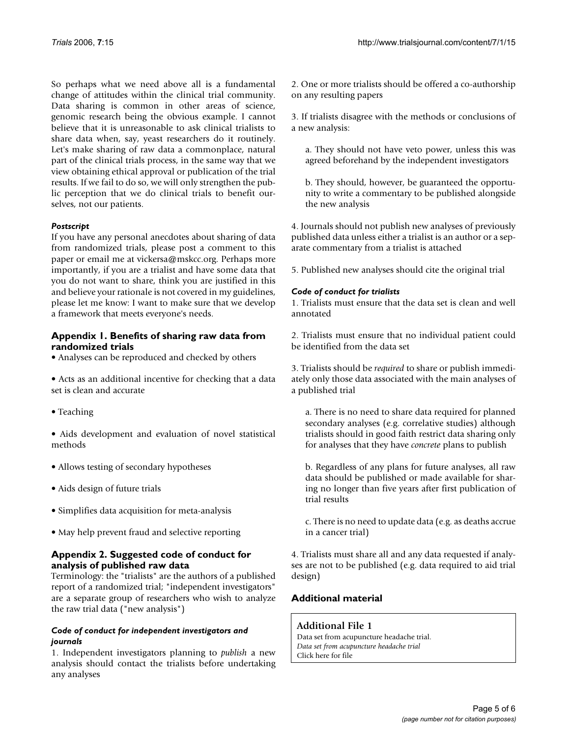So perhaps what we need above all is a fundamental change of attitudes within the clinical trial community. Data sharing is common in other areas of science, genomic research being the obvious example. I cannot believe that it is unreasonable to ask clinical trialists to share data when, say, yeast researchers do it routinely. Let's make sharing of raw data a commonplace, natural part of the clinical trials process, in the same way that we view obtaining ethical approval or publication of the trial results. If we fail to do so, we will only strengthen the public perception that we do clinical trials to benefit ourselves, not our patients.

### *Postscript*

If you have any personal anecdotes about sharing of data from randomized trials, please post a comment to this paper or email me at vickersa@mskcc.org. Perhaps more importantly, if you are a trialist and have some data that you do not want to share, think you are justified in this and believe your rationale is not covered in my guidelines, please let me know: I want to make sure that we develop a framework that meets everyone's needs.

## Appendix 1. Benefits of sharing raw data from randomized trials

- Analyses can be reproduced and checked by others
- Acts as an additional incentive for checking that a data set is clean and accurate
- Teaching
- Aids development and evaluation of novel statistical methods
- Allows testing of secondary hypotheses
- Aids design of future trials
- Simplifies data acquisition for meta-analysis
- May help prevent fraud and selective reporting

## Appendix 2. Suggested code of conduct for analysis of published raw data

Terminology: the "trialists" are the authors of a published report of a randomized trial; "independent investigators" are a separate group of researchers who wish to analyze the raw trial data ("new analysis")

### *Code of conduct for independent investigators and journals*

1. Independent investigators planning to *publish* a new analysis should contact the trialists before undertaking any analyses

2. One or more trialists should be offered a co-authorship on any resulting papers

3. If trialists disagree with the methods or conclusions of a new analysis:

   a. They should not have veto power, unless this was agreed beforehand by the independent investigators

   b. They should, however, be guaranteed the opportunity to write a commentary to be published alongside the new analysis

4. Journals should not publish new analyses of previously published data unless either a trialist is an author or a separate commentary from a trialist is attached

5. Published new analyses should cite the original trial

### *Code of conduct for trialists*

1. Trialists must ensure that the data set is clean and well annotated

2. Trialists must ensure that no individual patient could be identified from the data set

3. Trialists should be *required* to share or publish immediately only those data associated with the main analyses of a published trial

   a. There is no need to share data required for planned secondary analyses (e.g. correlative studies) although trialists should in good faith restrict data sharing only for analyses that they have *concrete* plans to publish

   b. Regardless of any plans for future analyses, all raw data should be published or made available for sharing no longer than five years after first publication of trial results

   c. There is no need to update data (e.g. as deaths accrue in a cancer trial)

4. Trialists must share all and any data requested if analyses are not to be published (e.g. data required to aid trial design)

## Additional material

**Additional File 1**
Data set from acupuncture headache trial.
*Data set from acupuncture headache trial*
Click here for file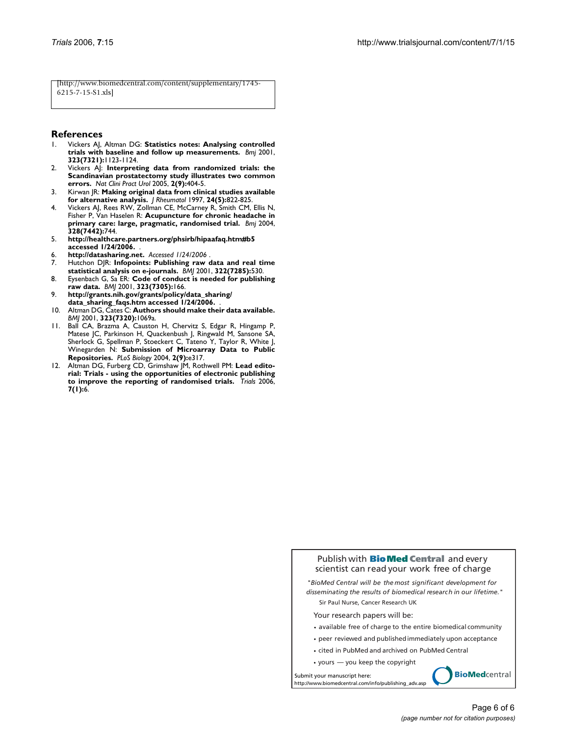[http://www.biomedcentral.com/content/supplementary/1745-6215-7-15-S1.xls]

## References

1. Vickers AJ, Altman DG: **Statistics notes: Analysing controlled trials with baseline and follow up measurements.** *Bmj* 2001, **323(7321):**1123-1124.
2. Vickers AJ: **Interpreting data from randomized trials: the Scandinavian prostatectomy study illustrates two common errors.** *Nat Clini Pract Urol* 2005, **2(9):**404-5.
3. Kirwan JR: **Making original data from clinical studies available for alternative analysis.** *J Rheumatol* 1997, **24(5):**822-825.
4. Vickers AJ, Rees RW, Zollman CE, McCarney R, Smith CM, Ellis N, Fisher P, Van Haselen R: **Acupuncture for chronic headache in primary care: large, pragmatic, randomised trial.** *Bmj* 2004, **328(7442):**744.
5. **http://healthcare.partners.org/phsirb/hipaafaq.htm#b5 accessed 1/24/2006.** .
6. **http://datasharing.net.** *Accessed 1/24/2006* .
7. Hutchon DJR: **Infopoints: Publishing raw data and real time statistical analysis on e-journals.** *BMJ* 2001, **322(7285):**530.
8. Eysenbach G, Sa ER: **Code of conduct is needed for publishing raw data.** *BMJ* 2001, **323(7305):**166.
9. **http://grants.nih.gov/grants/policy/data_sharing/data_sharing_faqs.htm accessed 1/24/2006.** .
10. Altman DG, Cates C: **Authors should make their data available.** *BMJ* 2001, **323(7320):**1069a.
11. Ball CA, Brazma A, Causton H, Chervitz S, Edgar R, Hingamp P, Matese JC, Parkinson H, Quackenbush J, Ringwald M, Sansone SA, Sherlock G, Spellman P, Stoeckert C, Tateno Y, Taylor R, White J, Winegarden N: **Submission of Microarray Data to Public Repositories.** *PLoS Biology* 2004, **2(9):**e317.
12. Altman DG, Furberg CD, Grimshaw JM, Rothwell PM: **Lead editorial: Trials - using the opportunities of electronic publishing to improve the reporting of randomised trials.** *Trials* 2006, **7(1):**6.

Publish with **BioMed Central** and every scientist can read your work free of charge

*"BioMed Central will be the most significant development for disseminating the results of biomedical research in our lifetime."*

Sir Paul Nurse, Cancer Research UK

Your research papers will be:

- available free of charge to the entire biomedical community
- peer reviewed and published immediately upon acceptance
- cited in PubMed and archived on PubMed Central
- yours — you keep the copyright

Submit your manuscript here:
http://www.biomedcentral.com/info/publishing_adv.asp

**BioMed**central